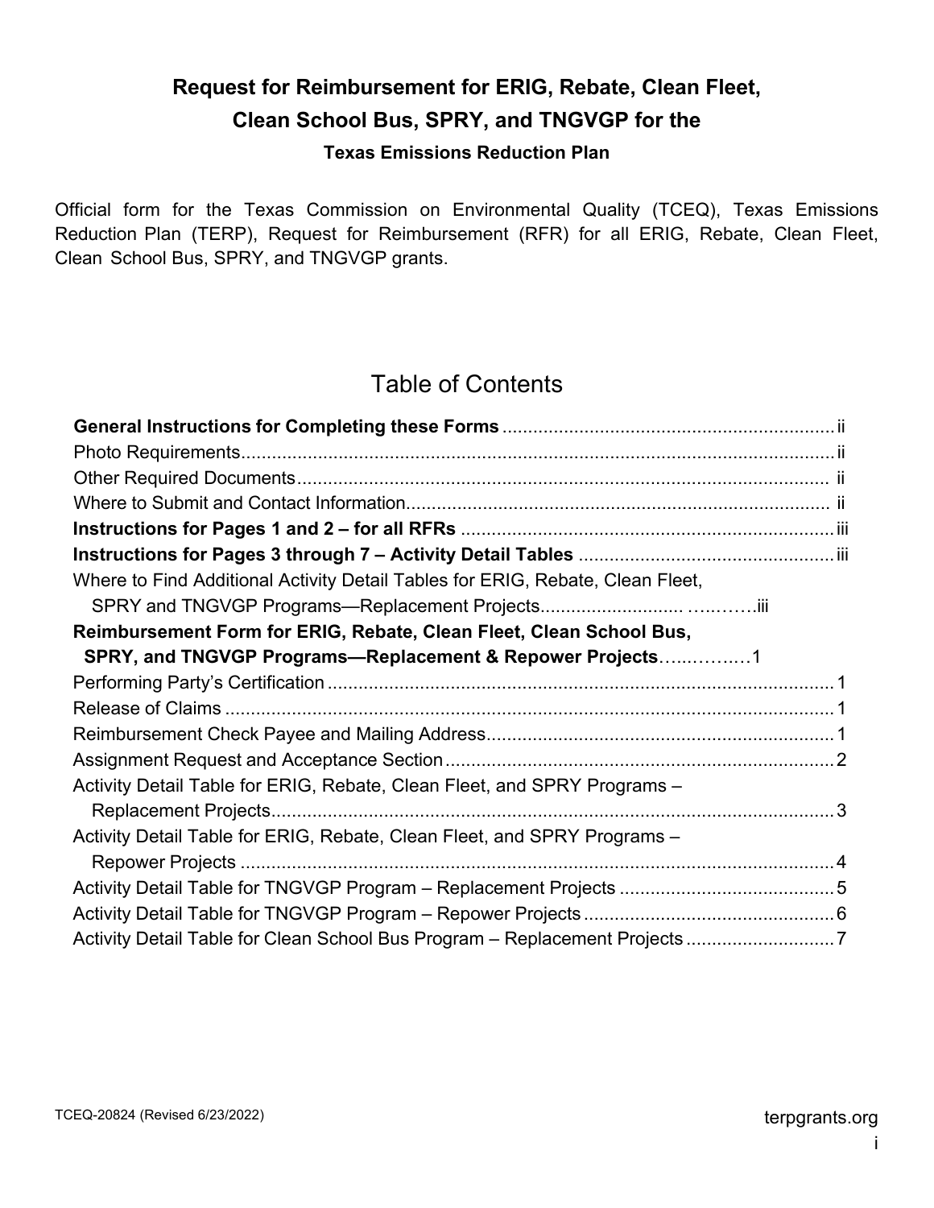# Request for Reimbursement for ERIG, Rebate, Clean Fleet, Clean School Bus, SPRY, and TNGVGP for the

### Texas Emissions Reduction Plan

Official form for the Texas Commission on Environmental Quality (TCEQ), Texas Emissions Reduction Plan (TERP), Request for Reimbursement (RFR) for all ERIG, Rebate, Clean Fleet, Clean School Bus, SPRY, and TNGVGP grants.

## Table of Contents

**General Instructions for Completing these Forms** .......... ii
Photo Requirements .......... ii
Other Required Documents .......... ii
Where to Submit and Contact Information .......... ii
**Instructions for Pages 1 and 2 – for all RFRs** .......... iii
**Instructions for Pages 3 through 7 – Activity Detail Tables** .......... iii
Where to Find Additional Activity Detail Tables for ERIG, Rebate, Clean Fleet, SPRY and TNGVGP Programs—Replacement Projects .......... iii
**Reimbursement Form for ERIG, Rebate, Clean Fleet, Clean School Bus, SPRY, and TNGVGP Programs—Replacement & Repower Projects** .......... 1
Performing Party's Certification .......... 1
Release of Claims .......... 1
Reimbursement Check Payee and Mailing Address .......... 1
Assignment Request and Acceptance Section .......... 2
Activity Detail Table for ERIG, Rebate, Clean Fleet, and SPRY Programs – Replacement Projects .......... 3
Activity Detail Table for ERIG, Rebate, Clean Fleet, and SPRY Programs – Repower Projects .......... 4
Activity Detail Table for TNGVGP Program – Replacement Projects .......... 5
Activity Detail Table for TNGVGP Program – Repower Projects .......... 6
Activity Detail Table for Clean School Bus Program – Replacement Projects .......... 7

TCEQ-20824 (Revised 6/23/2022)

terpgrants.org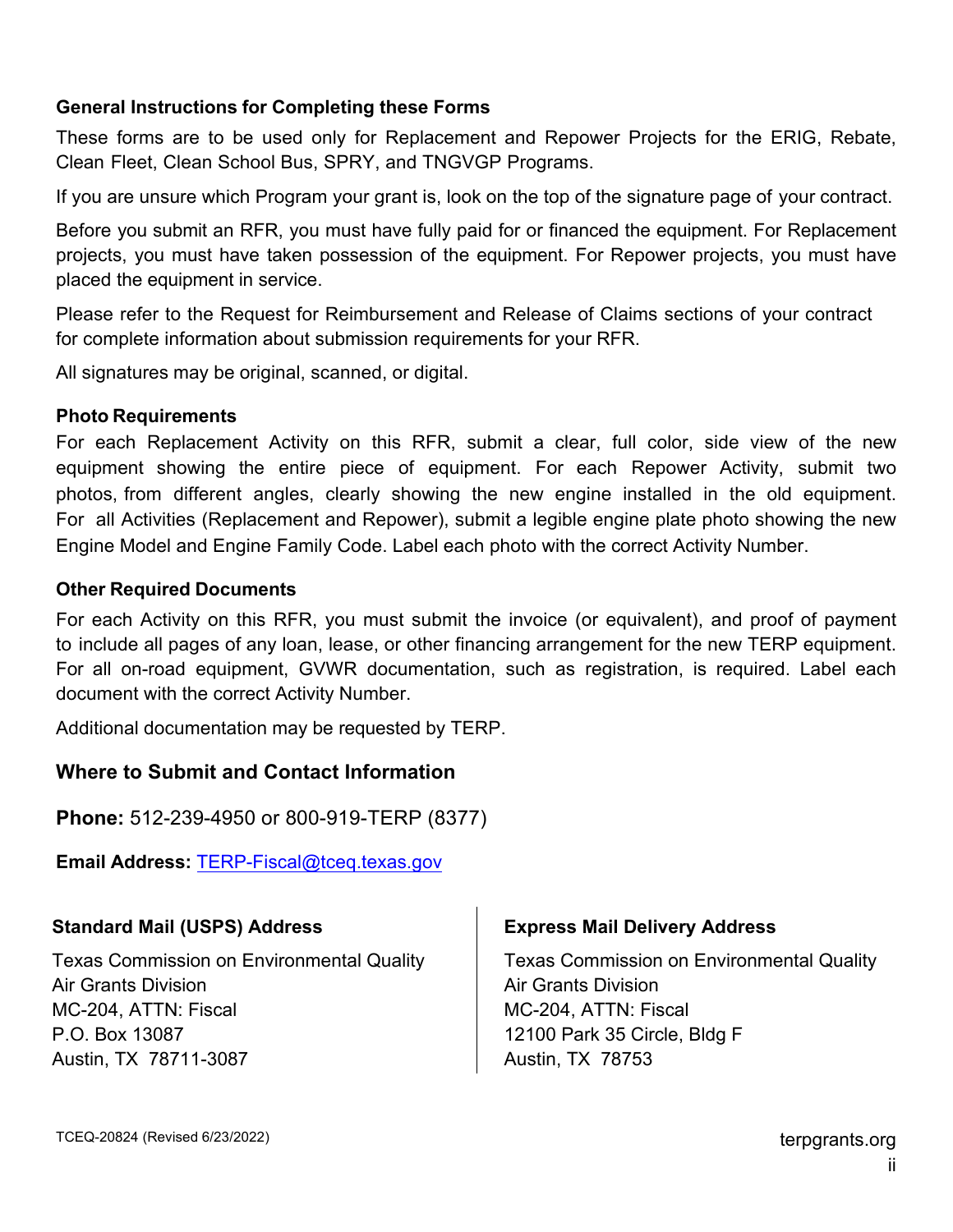### General Instructions for Completing these Forms

These forms are to be used only for Replacement and Repower Projects for the ERIG, Rebate, Clean Fleet, Clean School Bus, SPRY, and TNGVGP Programs.

If you are unsure which Program your grant is, look on the top of the signature page of your contract.

Before you submit an RFR, you must have fully paid for or financed the equipment. For Replacement projects, you must have taken possession of the equipment. For Repower projects, you must have placed the equipment in service.

Please refer to the Request for Reimbursement and Release of Claims sections of your contract for complete information about submission requirements for your RFR.

All signatures may be original, scanned, or digital.

### Photo Requirements

For each Replacement Activity on this RFR, submit a clear, full color, side view of the new equipment showing the entire piece of equipment. For each Repower Activity, submit two photos, from different angles, clearly showing the new engine installed in the old equipment. For all Activities (Replacement and Repower), submit a legible engine plate photo showing the new Engine Model and Engine Family Code. Label each photo with the correct Activity Number.

### Other Required Documents

For each Activity on this RFR, you must submit the invoice (or equivalent), and proof of payment to include all pages of any loan, lease, or other financing arrangement for the new TERP equipment. For all on-road equipment, GVWR documentation, such as registration, is required. Label each document with the correct Activity Number.

Additional documentation may be requested by TERP.

## Where to Submit and Contact Information

**Phone:** 512-239-4950 or 800-919-TERP (8377)

**Email Address:** TERP-Fiscal@tceq.texas.gov

**Standard Mail (USPS) Address**

Texas Commission on Environmental Quality
Air Grants Division
MC-204, ATTN: Fiscal
P.O. Box 13087
Austin, TX 78711-3087

**Express Mail Delivery Address**

Texas Commission on Environmental Quality
Air Grants Division
MC-204, ATTN: Fiscal
12100 Park 35 Circle, Bldg F
Austin, TX 78753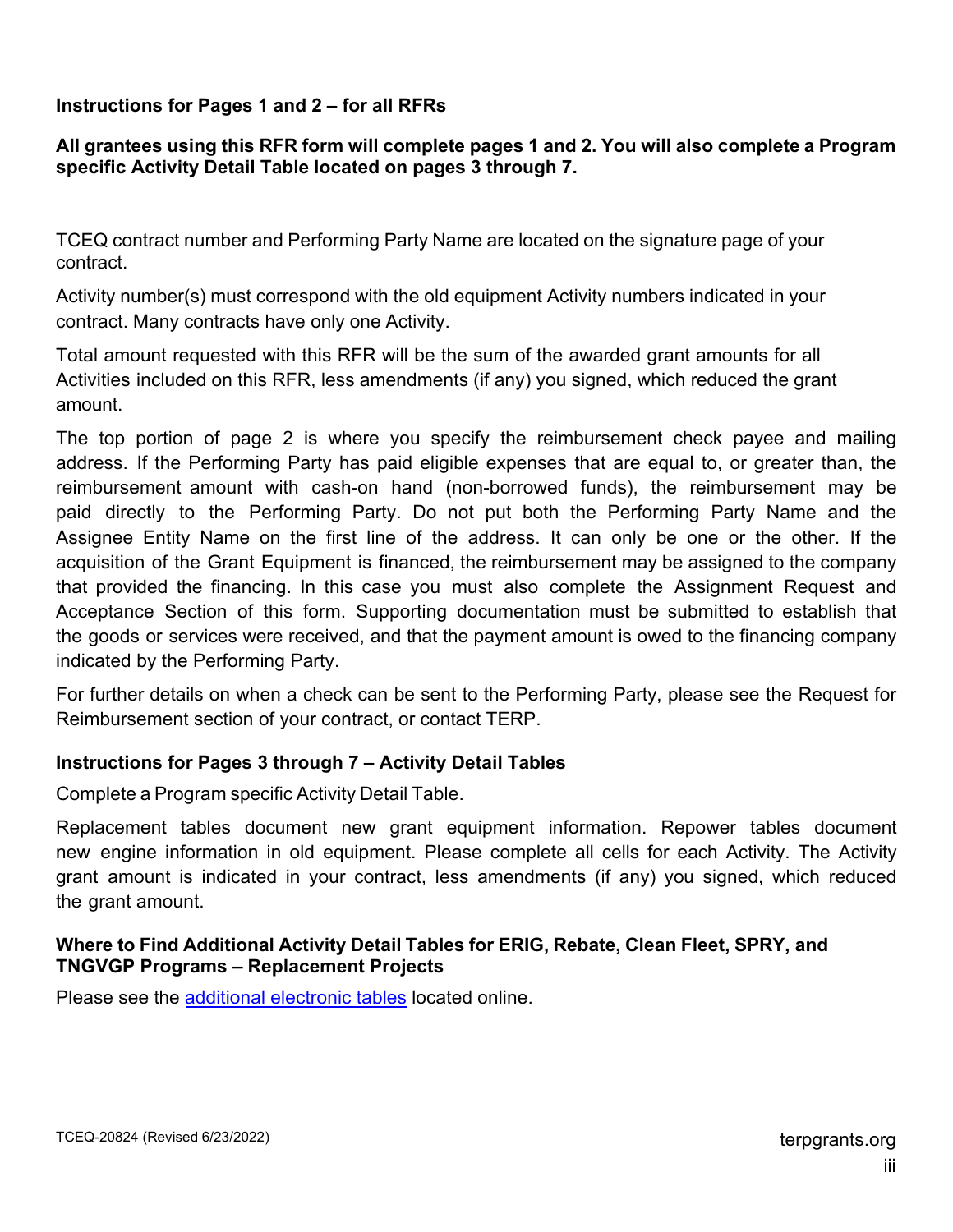**Instructions for Pages 1 and 2 – for all RFRs**

**All grantees using this RFR form will complete pages 1 and 2. You will also complete a Program specific Activity Detail Table located on pages 3 through 7.**

TCEQ contract number and Performing Party Name are located on the signature page of your contract.

Activity number(s) must correspond with the old equipment Activity numbers indicated in your contract. Many contracts have only one Activity.

Total amount requested with this RFR will be the sum of the awarded grant amounts for all Activities included on this RFR, less amendments (if any) you signed, which reduced the grant amount.

The top portion of page 2 is where you specify the reimbursement check payee and mailing address. If the Performing Party has paid eligible expenses that are equal to, or greater than, the reimbursement amount with cash-on hand (non-borrowed funds), the reimbursement may be paid directly to the Performing Party. Do not put both the Performing Party Name and the Assignee Entity Name on the first line of the address. It can only be one or the other. If the acquisition of the Grant Equipment is financed, the reimbursement may be assigned to the company that provided the financing. In this case you must also complete the Assignment Request and Acceptance Section of this form. Supporting documentation must be submitted to establish that the goods or services were received, and that the payment amount is owed to the financing company indicated by the Performing Party.

For further details on when a check can be sent to the Performing Party, please see the Request for Reimbursement section of your contract, or contact TERP.

**Instructions for Pages 3 through 7 – Activity Detail Tables**

Complete a Program specific Activity Detail Table.

Replacement tables document new grant equipment information. Repower tables document new engine information in old equipment. Please complete all cells for each Activity. The Activity grant amount is indicated in your contract, less amendments (if any) you signed, which reduced the grant amount.

**Where to Find Additional Activity Detail Tables for ERIG, Rebate, Clean Fleet, SPRY, and TNGVGP Programs – Replacement Projects**

Please see the additional electronic tables located online.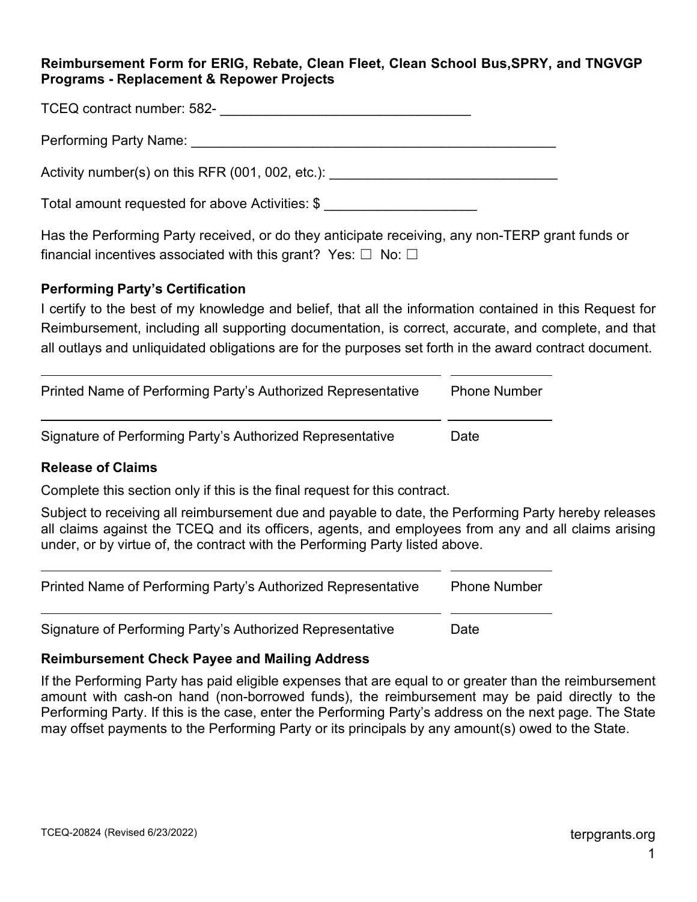**Reimbursement Form for ERIG, Rebate, Clean Fleet, Clean School Bus,SPRY, and TNGVGP Programs - Replacement & Repower Projects**

TCEQ contract number: 582- ________________________________

Performing Party Name: ________________________________________________

Activity number(s) on this RFR (001, 002, etc.): ______________________________

Total amount requested for above Activities: $ ____________________

Has the Performing Party received, or do they anticipate receiving, any non-TERP grant funds or financial incentives associated with this grant? Yes: ☐ No: ☐

### Performing Party's Certification

I certify to the best of my knowledge and belief, that all the information contained in this Request for Reimbursement, including all supporting documentation, is correct, accurate, and complete, and that all outlays and unliquidated obligations are for the purposes set forth in the award contract document.

| | |
|---|---|
| Printed Name of Performing Party's Authorized Representative | Phone Number |
| Signature of Performing Party's Authorized Representative | Date |

### Release of Claims

Complete this section only if this is the final request for this contract.

Subject to receiving all reimbursement due and payable to date, the Performing Party hereby releases all claims against the TCEQ and its officers, agents, and employees from any and all claims arising under, or by virtue of, the contract with the Performing Party listed above.

| | |
|---|---|
| Printed Name of Performing Party's Authorized Representative | Phone Number |
| Signature of Performing Party's Authorized Representative | Date |

### Reimbursement Check Payee and Mailing Address

If the Performing Party has paid eligible expenses that are equal to or greater than the reimbursement amount with cash-on hand (non-borrowed funds), the reimbursement may be paid directly to the Performing Party. If this is the case, enter the Performing Party's address on the next page. The State may offset payments to the Performing Party or its principals by any amount(s) owed to the State.

TCEQ-20824 (Revised 6/23/2022)

terpgrants.org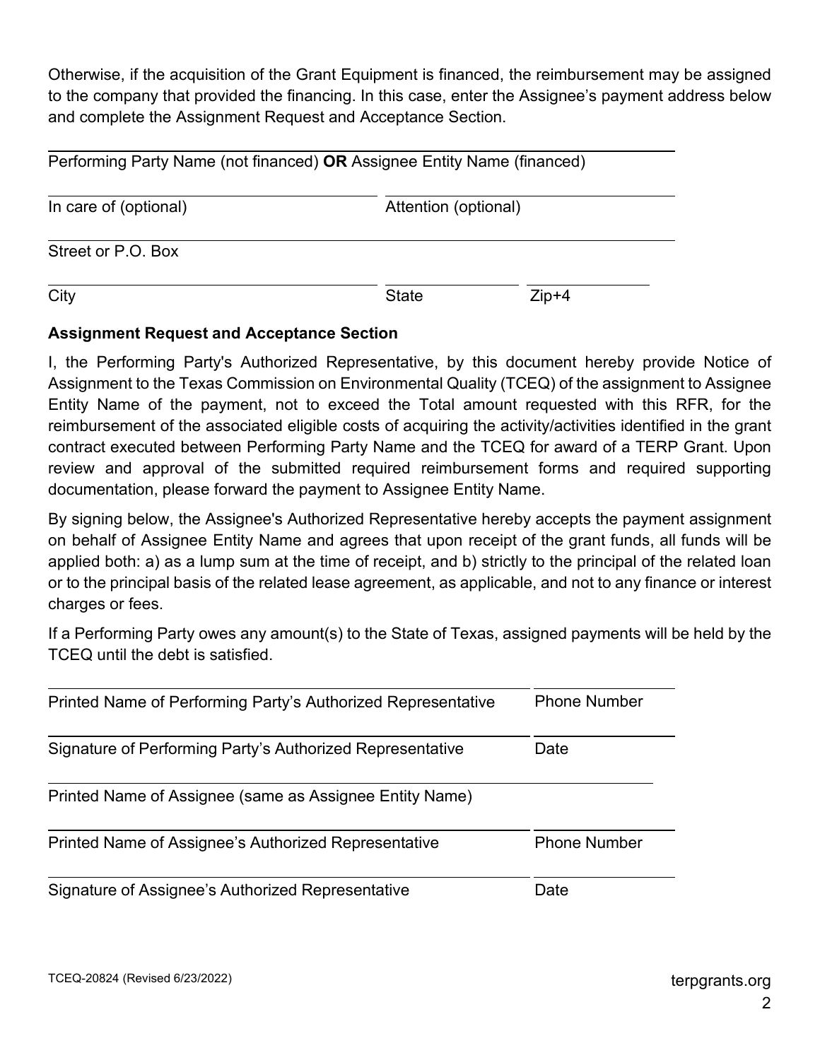Otherwise, if the acquisition of the Grant Equipment is financed, the reimbursement may be assigned to the company that provided the financing. In this case, enter the Assignee's payment address below and complete the Assignment Request and Acceptance Section.

Performing Party Name (not financed) **OR** Assignee Entity Name (financed)

In care of (optional) Attention (optional)

Street or P.O. Box

City State Zip+4

**Assignment Request and Acceptance Section**

I, the Performing Party's Authorized Representative, by this document hereby provide Notice of Assignment to the Texas Commission on Environmental Quality (TCEQ) of the assignment to Assignee Entity Name of the payment, not to exceed the Total amount requested with this RFR, for the reimbursement of the associated eligible costs of acquiring the activity/activities identified in the grant contract executed between Performing Party Name and the TCEQ for award of a TERP Grant. Upon review and approval of the submitted required reimbursement forms and required supporting documentation, please forward the payment to Assignee Entity Name.

By signing below, the Assignee's Authorized Representative hereby accepts the payment assignment on behalf of Assignee Entity Name and agrees that upon receipt of the grant funds, all funds will be applied both: a) as a lump sum at the time of receipt, and b) strictly to the principal of the related loan or to the principal basis of the related lease agreement, as applicable, and not to any finance or interest charges or fees.

If a Performing Party owes any amount(s) to the State of Texas, assigned payments will be held by the TCEQ until the debt is satisfied.

Printed Name of Performing Party's Authorized Representative Phone Number

Signature of Performing Party's Authorized Representative Date

Printed Name of Assignee (same as Assignee Entity Name)

Printed Name of Assignee's Authorized Representative Phone Number

Signature of Assignee's Authorized Representative Date

TCEQ-20824 (Revised 6/23/2022)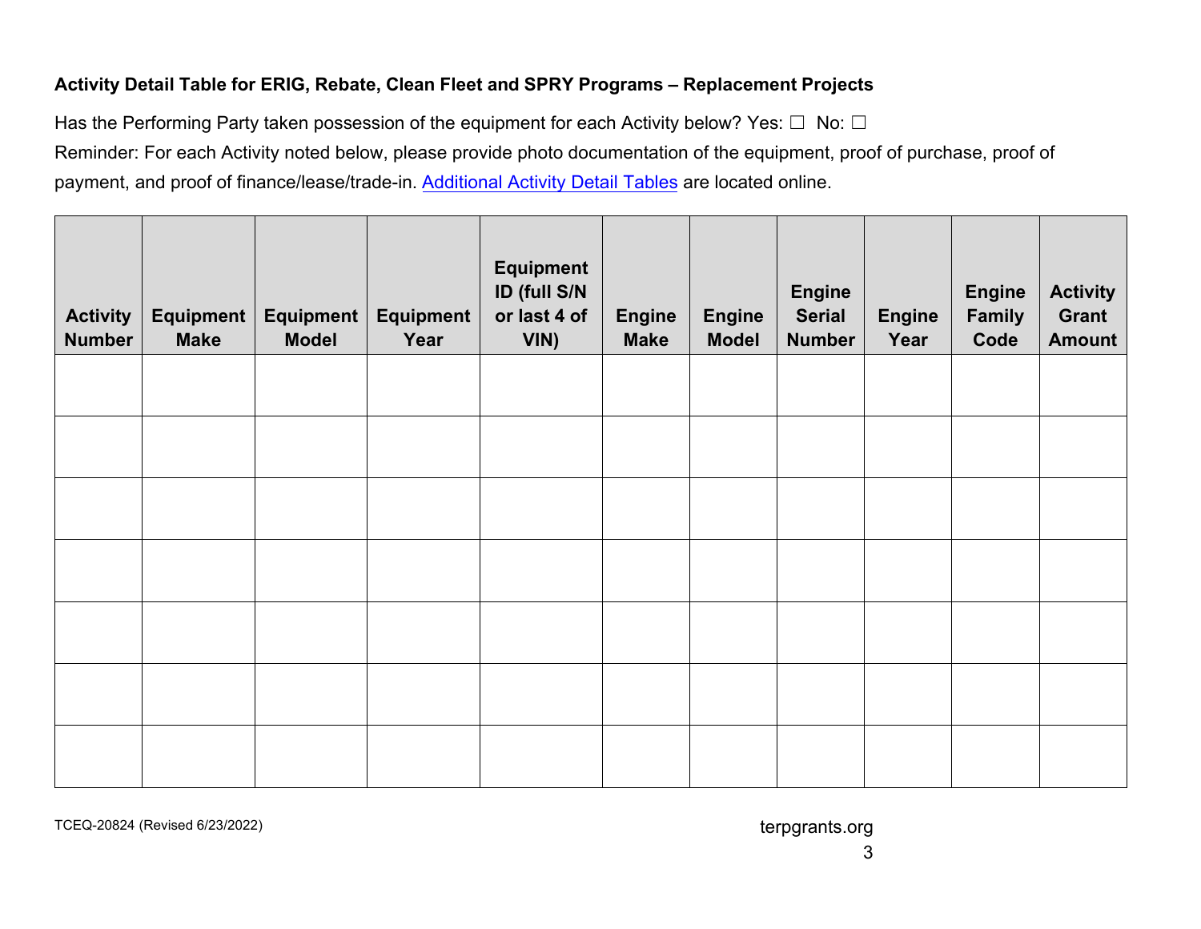**Activity Detail Table for ERIG, Rebate, Clean Fleet and SPRY Programs – Replacement Projects**

Has the Performing Party taken possession of the equipment for each Activity below? Yes: ☐ No: ☐

Reminder: For each Activity noted below, please provide photo documentation of the equipment, proof of purchase, proof of payment, and proof of finance/lease/trade-in. [Additional Activity Detail Tables](Additional Activity Detail Tables) are located online.

| Activity Number | Equipment Make | Equipment Model | Equipment Year | Equipment ID (full S/N or last 4 of VIN) | Engine Make | Engine Model | Engine Serial Number | Engine Year | Engine Family Code | Activity Grant Amount |
|---|---|---|---|---|---|---|---|---|---|---|
| | | | | | | | | | | |
| | | | | | | | | | | |
| | | | | | | | | | | |
| | | | | | | | | | | |
| | | | | | | | | | | |
| | | | | | | | | | | |
| | | | | | | | | | | |

TCEQ-20824 (Revised 6/23/2022)

terpgrants.org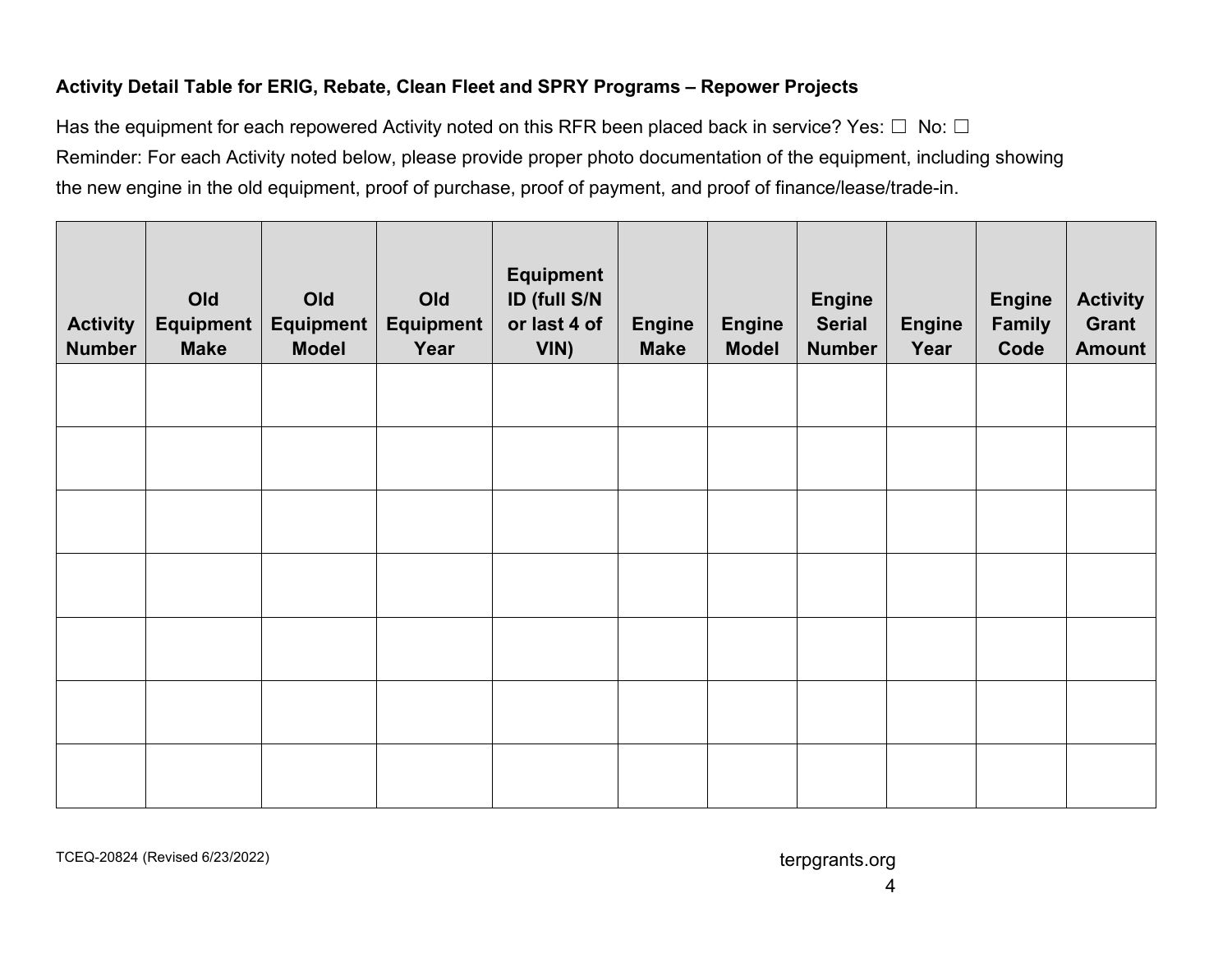**Activity Detail Table for ERIG, Rebate, Clean Fleet and SPRY Programs – Repower Projects**

Has the equipment for each repowered Activity noted on this RFR been placed back in service? Yes: ☐ No: ☐

Reminder: For each Activity noted below, please provide proper photo documentation of the equipment, including showing the new engine in the old equipment, proof of purchase, proof of payment, and proof of finance/lease/trade-in.

| Activity Number | Old Equipment Make | Old Equipment Model | Old Equipment Year | Equipment ID (full S/N or last 4 of VIN) | Engine Make | Engine Model | Engine Serial Number | Engine Year | Engine Family Code | Activity Grant Amount |
|---|---|---|---|---|---|---|---|---|---|---|
| | | | | | | | | | | |
| | | | | | | | | | | |
| | | | | | | | | | | |
| | | | | | | | | | | |
| | | | | | | | | | | |
| | | | | | | | | | | |
| | | | | | | | | | | |

TCEQ-20824 (Revised 6/23/2022)

terpgrants.org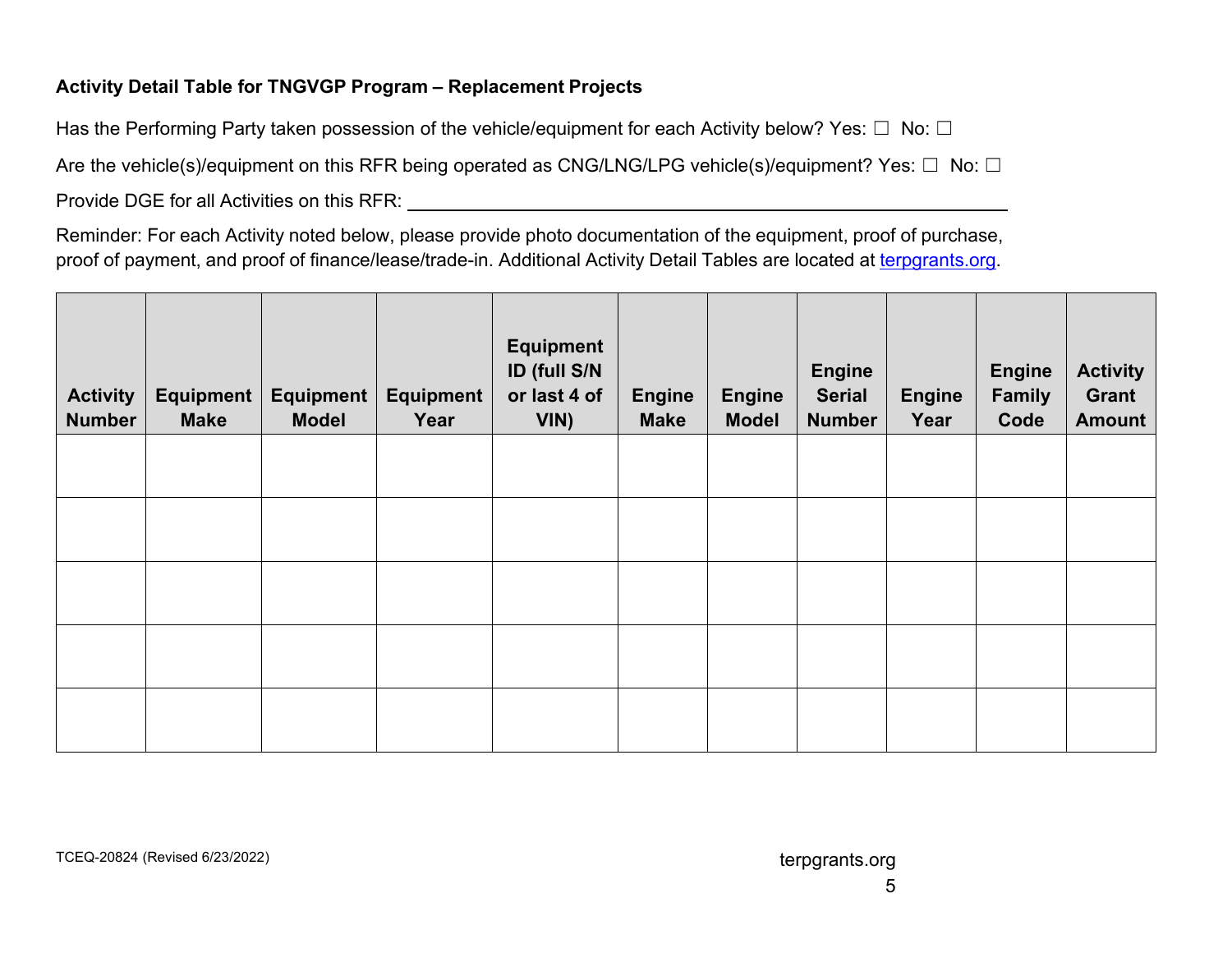**Activity Detail Table for TNGVGP Program – Replacement Projects**

Has the Performing Party taken possession of the vehicle/equipment for each Activity below? Yes: ☐ No: ☐

Are the vehicle(s)/equipment on this RFR being operated as CNG/LNG/LPG vehicle(s)/equipment? Yes: ☐ No: ☐

Provide DGE for all Activities on this RFR: \_\_\_\_\_\_\_\_\_\_\_\_\_\_\_\_\_\_\_\_\_\_\_\_\_\_\_\_\_\_\_\_\_\_\_\_\_\_\_\_\_\_\_\_\_\_\_\_\_\_\_\_

Reminder: For each Activity noted below, please provide photo documentation of the equipment, proof of purchase, proof of payment, and proof of finance/lease/trade-in. Additional Activity Detail Tables are located at [terpgrants.org](terpgrants.org).

| Activity Number | Equipment Make | Equipment Model | Equipment Year | Equipment ID (full S/N or last 4 of VIN) | Engine Make | Engine Model | Engine Serial Number | Engine Year | Engine Family Code | Activity Grant Amount |
|---|---|---|---|---|---|---|---|---|---|---|
| | | | | | | | | | | |
| | | | | | | | | | | |
| | | | | | | | | | | |
| | | | | | | | | | | |
| | | | | | | | | | | |

TCEQ-20824 (Revised 6/23/2022)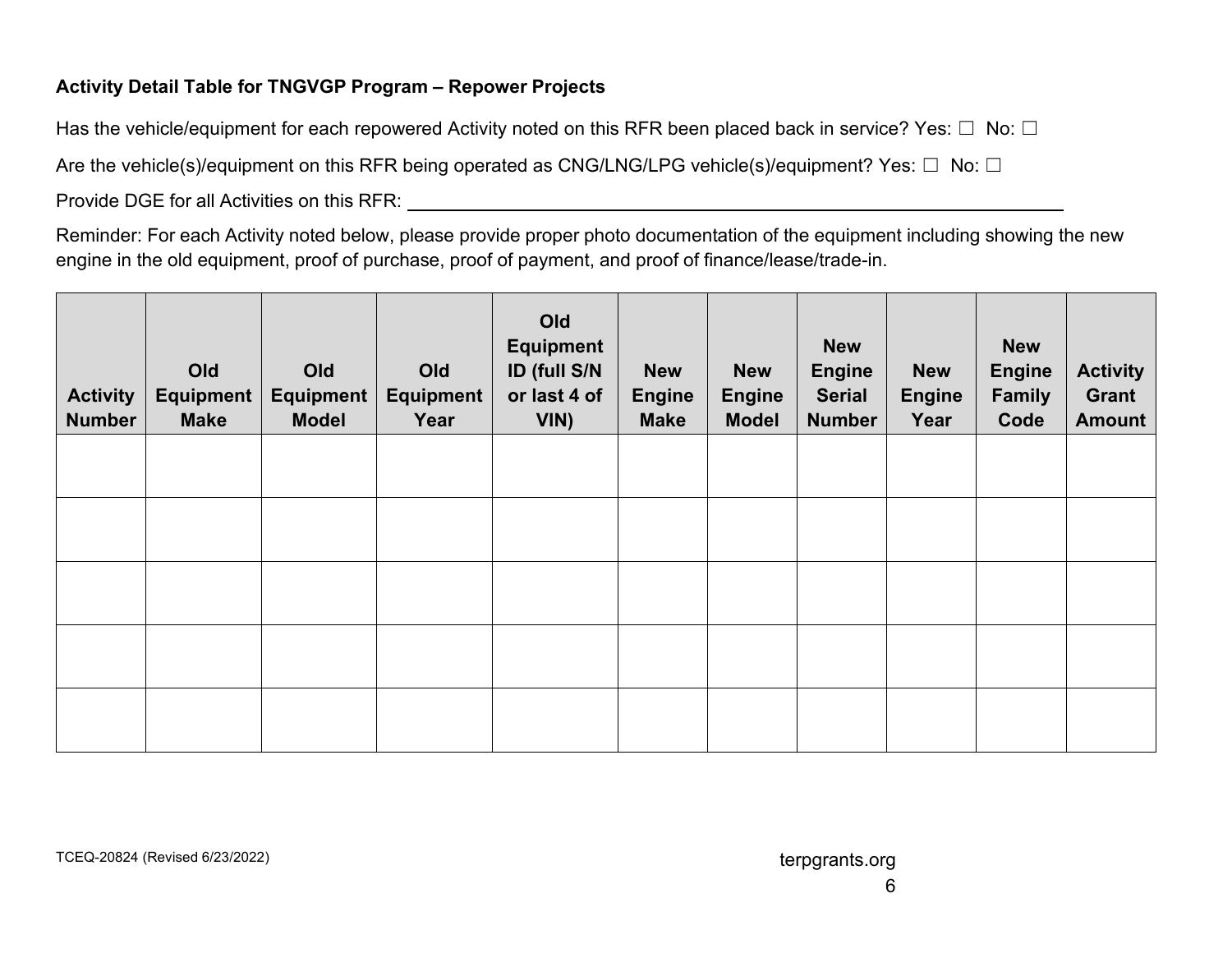**Activity Detail Table for TNGVGP Program – Repower Projects**

Has the vehicle/equipment for each repowered Activity noted on this RFR been placed back in service? Yes: ☐ No: ☐

Are the vehicle(s)/equipment on this RFR being operated as CNG/LNG/LPG vehicle(s)/equipment? Yes: ☐ No: ☐

Provide DGE for all Activities on this RFR: ______________________________________________

Reminder: For each Activity noted below, please provide proper photo documentation of the equipment including showing the new engine in the old equipment, proof of purchase, proof of payment, and proof of finance/lease/trade-in.

| Activity Number | Old Equipment Make | Old Equipment Model | Old Equipment Year | Old Equipment ID (full S/N or last 4 of VIN) | New Engine Make | New Engine Model | New Engine Serial Number | New Engine Year | New Engine Family Code | Activity Grant Amount |
|---|---|---|---|---|---|---|---|---|---|---|
| | | | | | | | | | | |
| | | | | | | | | | | |
| | | | | | | | | | | |
| | | | | | | | | | | |
| | | | | | | | | | | |

TCEQ-20824 (Revised 6/23/2022)

terpgrants.org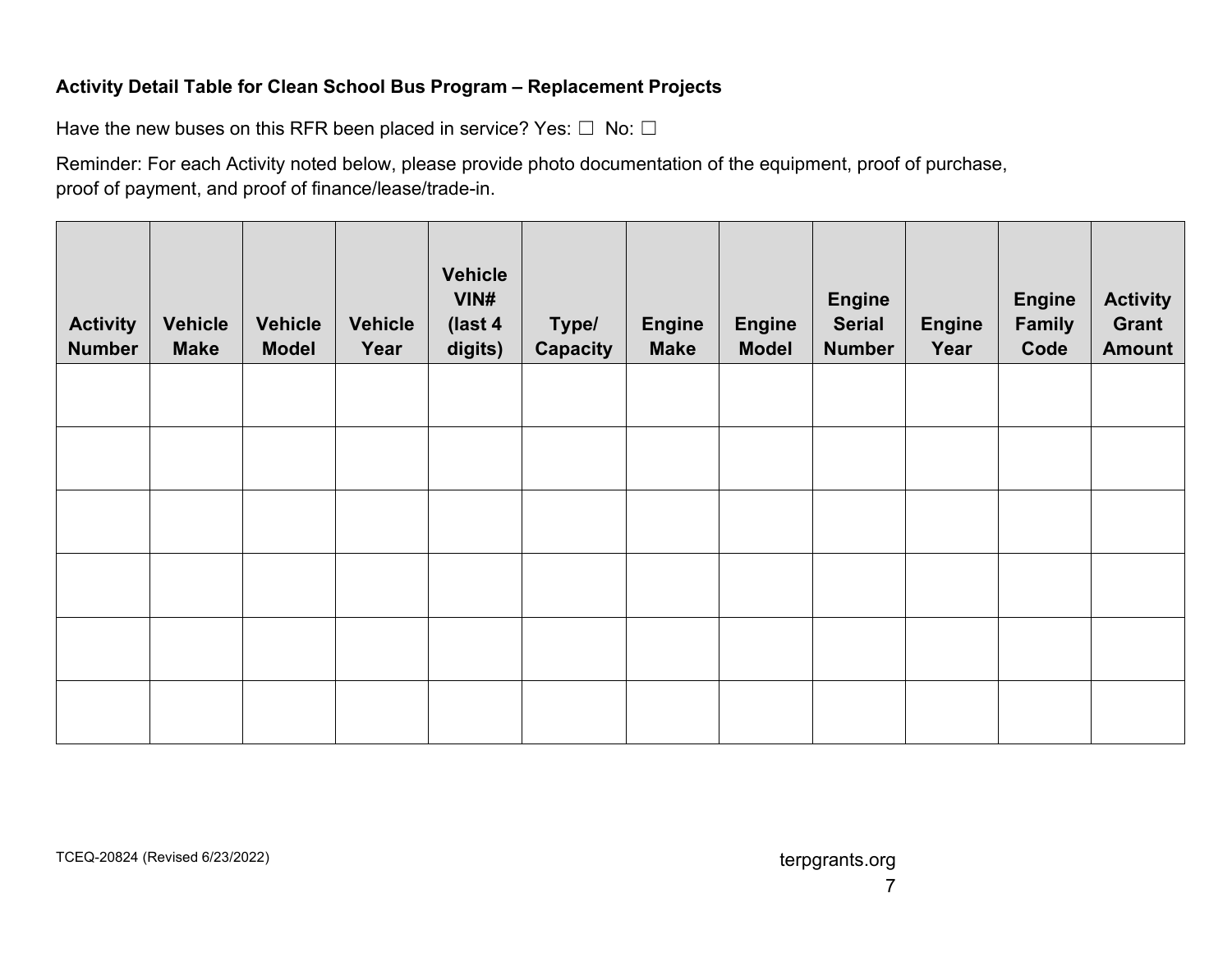**Activity Detail Table for Clean School Bus Program – Replacement Projects**

Have the new buses on this RFR been placed in service? Yes: ☐ No: ☐

Reminder: For each Activity noted below, please provide photo documentation of the equipment, proof of purchase, proof of payment, and proof of finance/lease/trade-in.

| Activity Number | Vehicle Make | Vehicle Model | Vehicle Year | Vehicle VIN# (last 4 digits) | Type/ Capacity | Engine Make | Engine Model | Engine Serial Number | Engine Year | Engine Family Code | Activity Grant Amount |
|---|---|---|---|---|---|---|---|---|---|---|---|
| | | | | | | | | | | | |
| | | | | | | | | | | | |
| | | | | | | | | | | | |
| | | | | | | | | | | | |
| | | | | | | | | | | | |
| | | | | | | | | | | | |

TCEQ-20824 (Revised 6/23/2022)

terpgrants.org